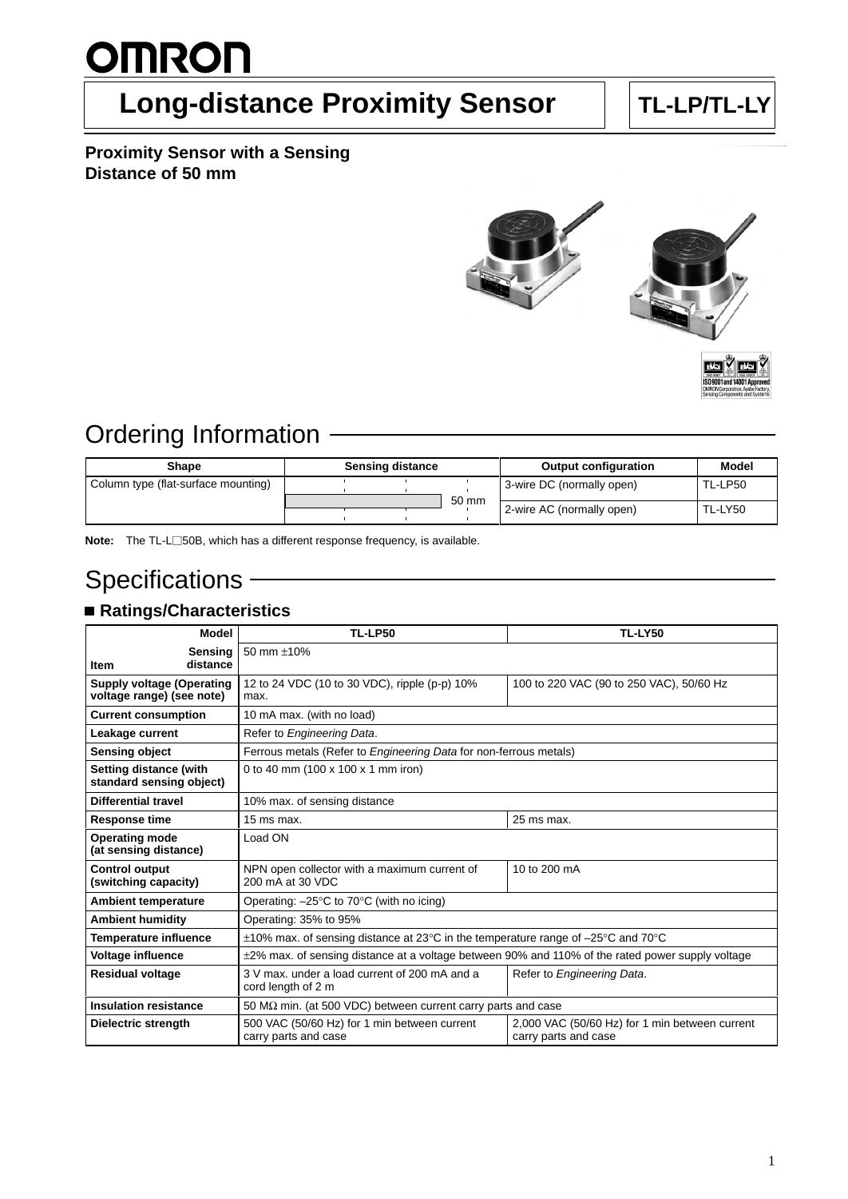# Long-distance Proximity Sensor

## TL-LP/TL-LY

**Proximity Sensor with a Sensing Distance of 50 mm**

## Ordering Information

| Shape | Sensing distance | Output configuration | Model |
|---|---|---|---|
| Column type (flat-surface mounting) | 50 mm | 3-wire DC (normally open) | TL-LP50 |
| | | 2-wire AC (normally open) | TL-LY50 |

**Note:** The TL-L□50B, which has a different response frequency, is available.

## Specifications

### ■ Ratings/Characteristics

| Item / Model | TL-LP50 | TL-LY50 |
|---|---|---|
| **Sensing distance** | 50 mm ±10% | |
| **Supply voltage (Operating voltage range) (see note)** | 12 to 24 VDC (10 to 30 VDC), ripple (p-p) 10% max. | 100 to 220 VAC (90 to 250 VAC), 50/60 Hz |
| **Current consumption** | 10 mA max. (with no load) | |
| **Leakage current** | Refer to *Engineering Data*. | |
| **Sensing object** | Ferrous metals (Refer to *Engineering Data* for non-ferrous metals) | |
| **Setting distance (with standard sensing object)** | 0 to 40 mm (100 x 100 x 1 mm iron) | |
| **Differential travel** | 10% max. of sensing distance | |
| **Response time** | 15 ms max. | 25 ms max. |
| **Operating mode (at sensing distance)** | Load ON | |
| **Control output (switching capacity)** | NPN open collector with a maximum current of 200 mA at 30 VDC | 10 to 200 mA |
| **Ambient temperature** | Operating: –25°C to 70°C (with no icing) | |
| **Ambient humidity** | Operating: 35% to 95% | |
| **Temperature influence** | ±10% max. of sensing distance at 23°C in the temperature range of –25°C and 70°C | |
| **Voltage influence** | ±2% max. of sensing distance at a voltage between 90% and 110% of the rated power supply voltage | |
| **Residual voltage** | 3 V max. under a load current of 200 mA and a cord length of 2 m | Refer to *Engineering Data*. |
| **Insulation resistance** | 50 MΩ min. (at 500 VDC) between current carry parts and case | |
| **Dielectric strength** | 500 VAC (50/60 Hz) for 1 min between current carry parts and case | 2,000 VAC (50/60 Hz) for 1 min between current carry parts and case |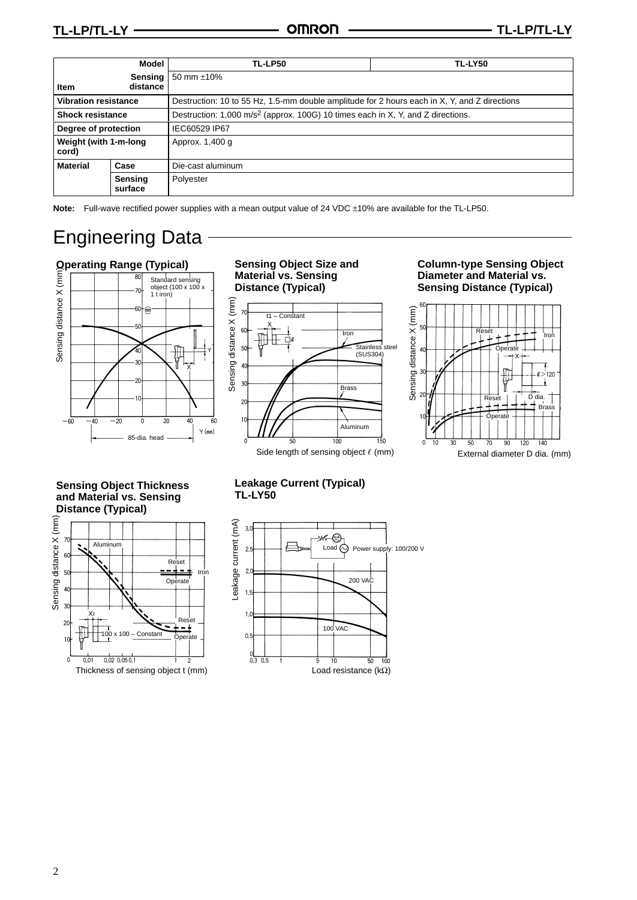| Item | | TL-LP50 | TL-LY50 |
|---|---|---|---|
| Sensing distance | | 50 mm ±10% | |
| Vibration resistance | | Destruction: 10 to 55 Hz, 1.5-mm double amplitude for 2 hours each in X, Y, and Z directions | |
| Shock resistance | | Destruction: 1,000 m/s$^2$ (approx. 100G) 10 times each in X, Y, and Z directions. | |
| Degree of protection | | IEC60529 IP67 | |
| Weight (with 1-m-long cord) | | Approx. 1,400 g | |
| Material | Case | Die-cast aluminum | |
| | Sensing surface | Polyester | |

**Note:** Full-wave rectified power supplies with a mean output value of 24 VDC ±10% are available for the TL-LP50.

# Engineering Data

### Operating Range (Typical)

### Sensing Object Size and Material vs. Sensing Distance (Typical)

### Column-type Sensing Object Diameter and Material vs. Sensing Distance (Typical)

### Sensing Object Thickness and Material vs. Sensing Distance (Typical)

### Leakage Current (Typical) TL-LY50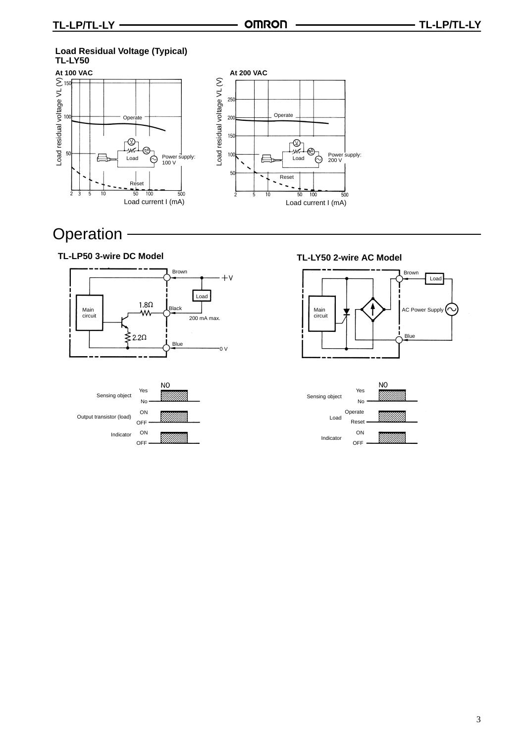## Load Residual Voltage (Typical)

**TL-LY50**

**At 100 VAC**

Load residual voltage VL (V)

Operate

Load

Power supply: 100 V

Reset

Load current I (mA)

**At 200 VAC**

Load residual voltage VL (V)

Operate

Load

Power supply: 200 V

Reset

Load current I (mA)

# Operation

### TL-LP50 3-wire DC Model

Main circuit

Brown +V

Load

1.8Ω Black

200 mA max.

2.2Ω

Blue 0 V

| | | NO |
|---|---|---|
| Sensing object | Yes / No | |
| Output transistor (load) | ON / OFF | |
| Indicator | ON / OFF | |

### TL-LY50 2-wire AC Model

Main circuit

Brown

Load

AC Power Supply

Blue

| | | NO |
|---|---|---|
| Sensing object | Yes / No | |
| Load | Operate / Reset | |
| Indicator | ON / OFF | |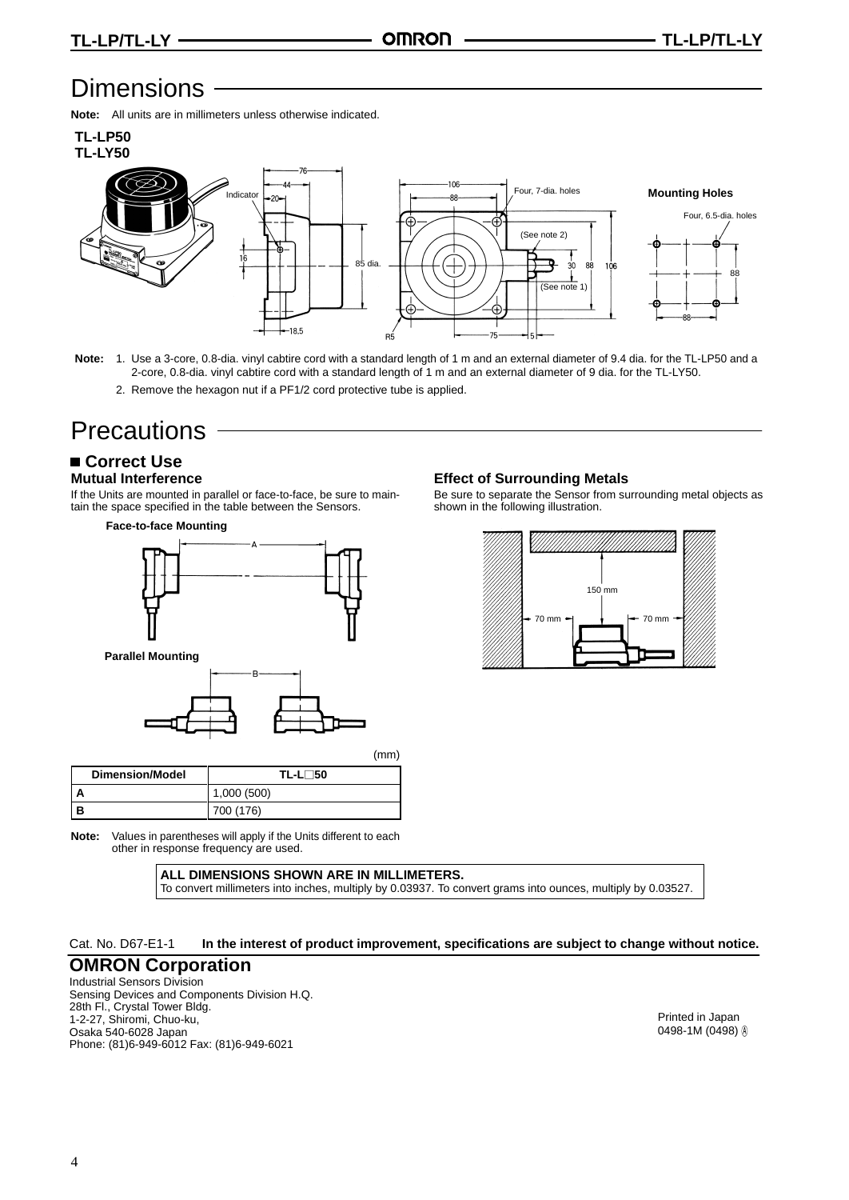# Dimensions

**Note:** All units are in millimeters unless otherwise indicated.

**TL-LP50**
**TL-LY50**

76
44
Indicator
20
16
85 dia.
18.5
106
88
Four, 7-dia. holes
(See note 2)
30
88
106
(See note 1)
R5
75
5

**Mounting Holes**

Four, 6.5-dia. holes
88
88

**Note:** 1. Use a 3-core, 0.8-dia. vinyl cabtire cord with a standard length of 1 m and an external diameter of 9.4 dia. for the TL-LP50 and a 2-core, 0.8-dia. vinyl cabtire cord with a standard length of 1 m and an external diameter of 9 dia. for the TL-LY50.

2. Remove the hexagon nut if a PF1/2 cord protective tube is applied.

# Precautions

## Correct Use

### Mutual Interference

If the Units are mounted in parallel or face-to-face, be sure to maintain the space specified in the table between the Sensors.

**Face-to-face Mounting**

A

**Parallel Mounting**

B

(mm)

| Dimension/Model | TL-L□50 |
|---|---|
| A | 1,000 (500) |
| B | 700 (176) |

**Note:** Values in parentheses will apply if the Units different to each other in response frequency are used.

### Effect of Surrounding Metals

Be sure to separate the Sensor from surrounding metal objects as shown in the following illustration.

150 mm
70 mm
70 mm

**ALL DIMENSIONS SHOWN ARE IN MILLIMETERS.**
To convert millimeters into inches, multiply by 0.03937. To convert grams into ounces, multiply by 0.03527.

Cat. No. D67-E1-1 **In the interest of product improvement, specifications are subject to change without notice.**

## OMRON Corporation

Industrial Sensors Division
Sensing Devices and Components Division H.Q.
28th Fl., Crystal Tower Bldg.
1-2-27, Shiromi, Chuo-ku,
Osaka 540-6028 Japan
Phone: (81)6-949-6012 Fax: (81)6-949-6021

Printed in Japan
0498-1M (0498)